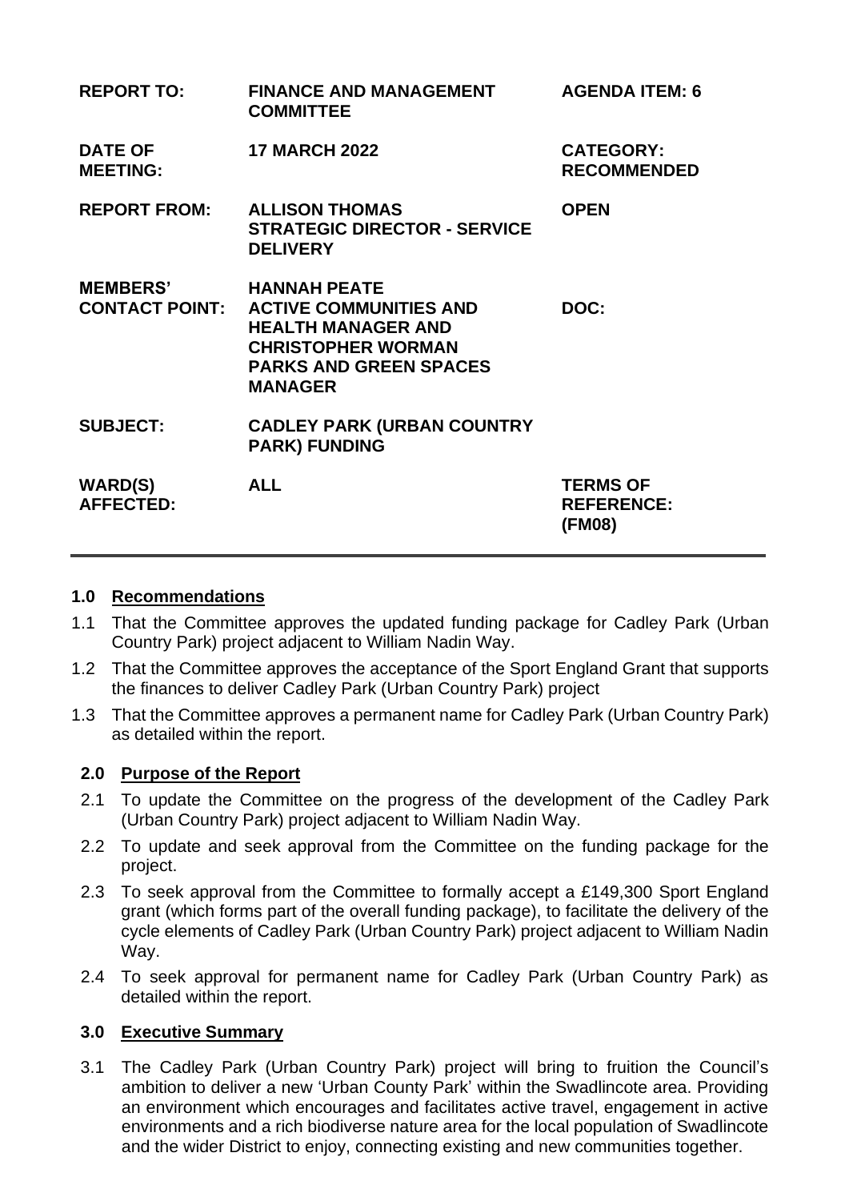| | | |
|---|---|---|
| **REPORT TO:** | **FINANCE AND MANAGEMENT COMMITTEE** | **AGENDA ITEM: 6** |
| **DATE OF MEETING:** | **17 MARCH 2022** | **CATEGORY: RECOMMENDED** |
| **REPORT FROM:** | **ALLISON THOMAS STRATEGIC DIRECTOR - SERVICE DELIVERY** | **OPEN** |
| **MEMBERS' CONTACT POINT:** | **HANNAH PEATE ACTIVE COMMUNITIES AND HEALTH MANAGER AND CHRISTOPHER WORMAN PARKS AND GREEN SPACES MANAGER** | **DOC:** |
| **SUBJECT:** | **CADLEY PARK (URBAN COUNTRY PARK) FUNDING** | |
| **WARD(S) AFFECTED:** | **ALL** | **TERMS OF REFERENCE: (FM08)** |

## 1.0 Recommendations

1.1 That the Committee approves the updated funding package for Cadley Park (Urban Country Park) project adjacent to William Nadin Way.

1.2 That the Committee approves the acceptance of the Sport England Grant that supports the finances to deliver Cadley Park (Urban Country Park) project

1.3 That the Committee approves a permanent name for Cadley Park (Urban Country Park) as detailed within the report.

## 2.0 Purpose of the Report

2.1 To update the Committee on the progress of the development of the Cadley Park (Urban Country Park) project adjacent to William Nadin Way.

2.2 To update and seek approval from the Committee on the funding package for the project.

2.3 To seek approval from the Committee to formally accept a £149,300 Sport England grant (which forms part of the overall funding package), to facilitate the delivery of the cycle elements of Cadley Park (Urban Country Park) project adjacent to William Nadin Way.

2.4 To seek approval for permanent name for Cadley Park (Urban Country Park) as detailed within the report.

## 3.0 Executive Summary

3.1 The Cadley Park (Urban Country Park) project will bring to fruition the Council's ambition to deliver a new 'Urban County Park' within the Swadlincote area. Providing an environment which encourages and facilitates active travel, engagement in active environments and a rich biodiverse nature area for the local population of Swadlincote and the wider District to enjoy, connecting existing and new communities together.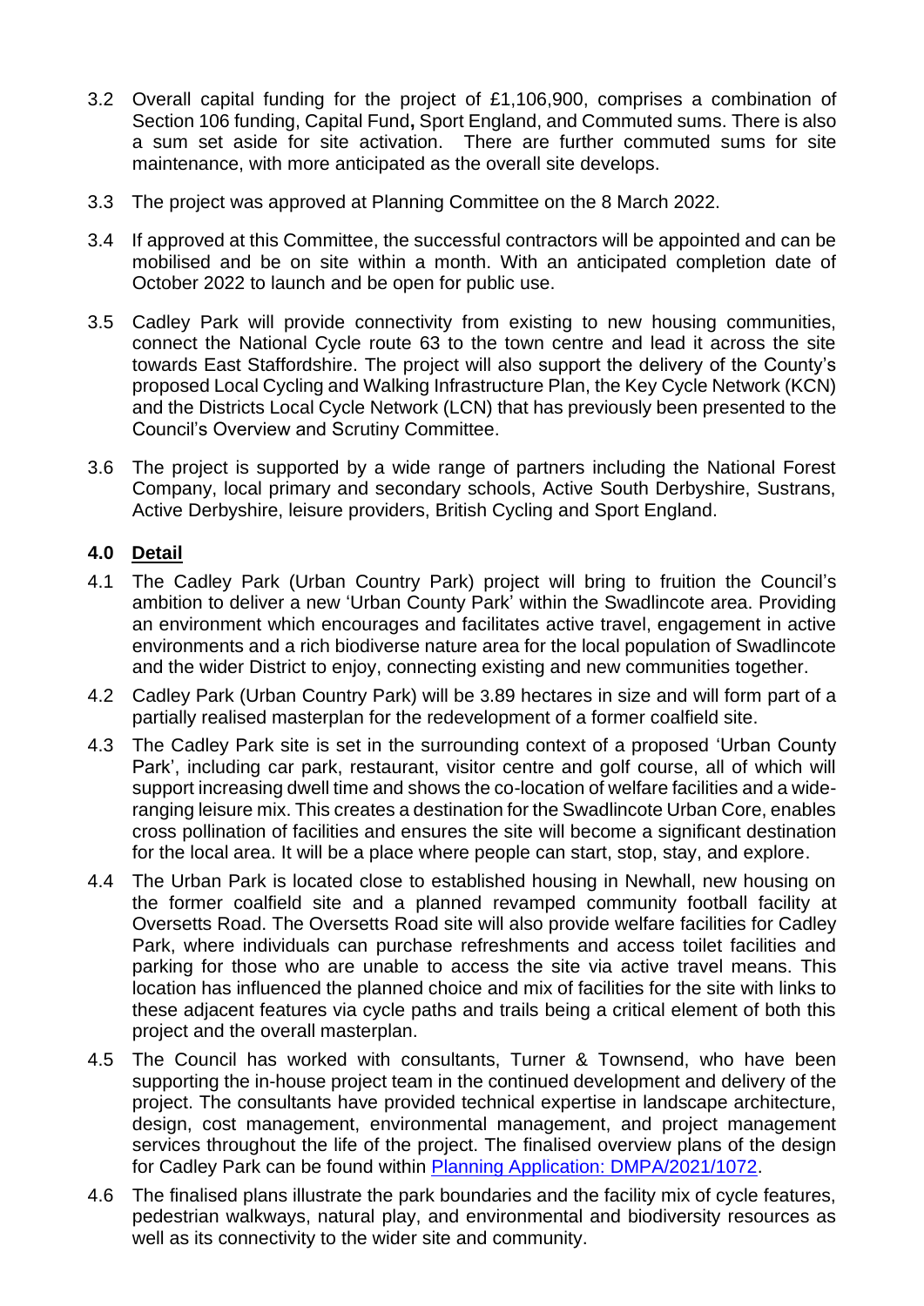3.2 Overall capital funding for the project of £1,106,900, comprises a combination of Section 106 funding, Capital Fund**,** Sport England, and Commuted sums. There is also a sum set aside for site activation. There are further commuted sums for site maintenance, with more anticipated as the overall site develops.

3.3 The project was approved at Planning Committee on the 8 March 2022.

3.4 If approved at this Committee, the successful contractors will be appointed and can be mobilised and be on site within a month. With an anticipated completion date of October 2022 to launch and be open for public use.

3.5 Cadley Park will provide connectivity from existing to new housing communities, connect the National Cycle route 63 to the town centre and lead it across the site towards East Staffordshire. The project will also support the delivery of the County's proposed Local Cycling and Walking Infrastructure Plan, the Key Cycle Network (KCN) and the Districts Local Cycle Network (LCN) that has previously been presented to the Council's Overview and Scrutiny Committee.

3.6 The project is supported by a wide range of partners including the National Forest Company, local primary and secondary schools, Active South Derbyshire, Sustrans, Active Derbyshire, leisure providers, British Cycling and Sport England.

## 4.0 Detail

4.1 The Cadley Park (Urban Country Park) project will bring to fruition the Council's ambition to deliver a new 'Urban County Park' within the Swadlincote area. Providing an environment which encourages and facilitates active travel, engagement in active environments and a rich biodiverse nature area for the local population of Swadlincote and the wider District to enjoy, connecting existing and new communities together.

4.2 Cadley Park (Urban Country Park) will be 3.89 hectares in size and will form part of a partially realised masterplan for the redevelopment of a former coalfield site.

4.3 The Cadley Park site is set in the surrounding context of a proposed 'Urban County Park', including car park, restaurant, visitor centre and golf course, all of which will support increasing dwell time and shows the co-location of welfare facilities and a wide-ranging leisure mix. This creates a destination for the Swadlincote Urban Core, enables cross pollination of facilities and ensures the site will become a significant destination for the local area. It will be a place where people can start, stop, stay, and explore.

4.4 The Urban Park is located close to established housing in Newhall, new housing on the former coalfield site and a planned revamped community football facility at Oversetts Road. The Oversetts Road site will also provide welfare facilities for Cadley Park, where individuals can purchase refreshments and access toilet facilities and parking for those who are unable to access the site via active travel means. This location has influenced the planned choice and mix of facilities for the site with links to these adjacent features via cycle paths and trails being a critical element of both this project and the overall masterplan.

4.5 The Council has worked with consultants, Turner & Townsend, who have been supporting the in-house project team in the continued development and delivery of the project. The consultants have provided technical expertise in landscape architecture, design, cost management, environmental management, and project management services throughout the life of the project. The finalised overview plans of the design for Cadley Park can be found within Planning Application: DMPA/2021/1072.

4.6 The finalised plans illustrate the park boundaries and the facility mix of cycle features, pedestrian walkways, natural play, and environmental and biodiversity resources as well as its connectivity to the wider site and community.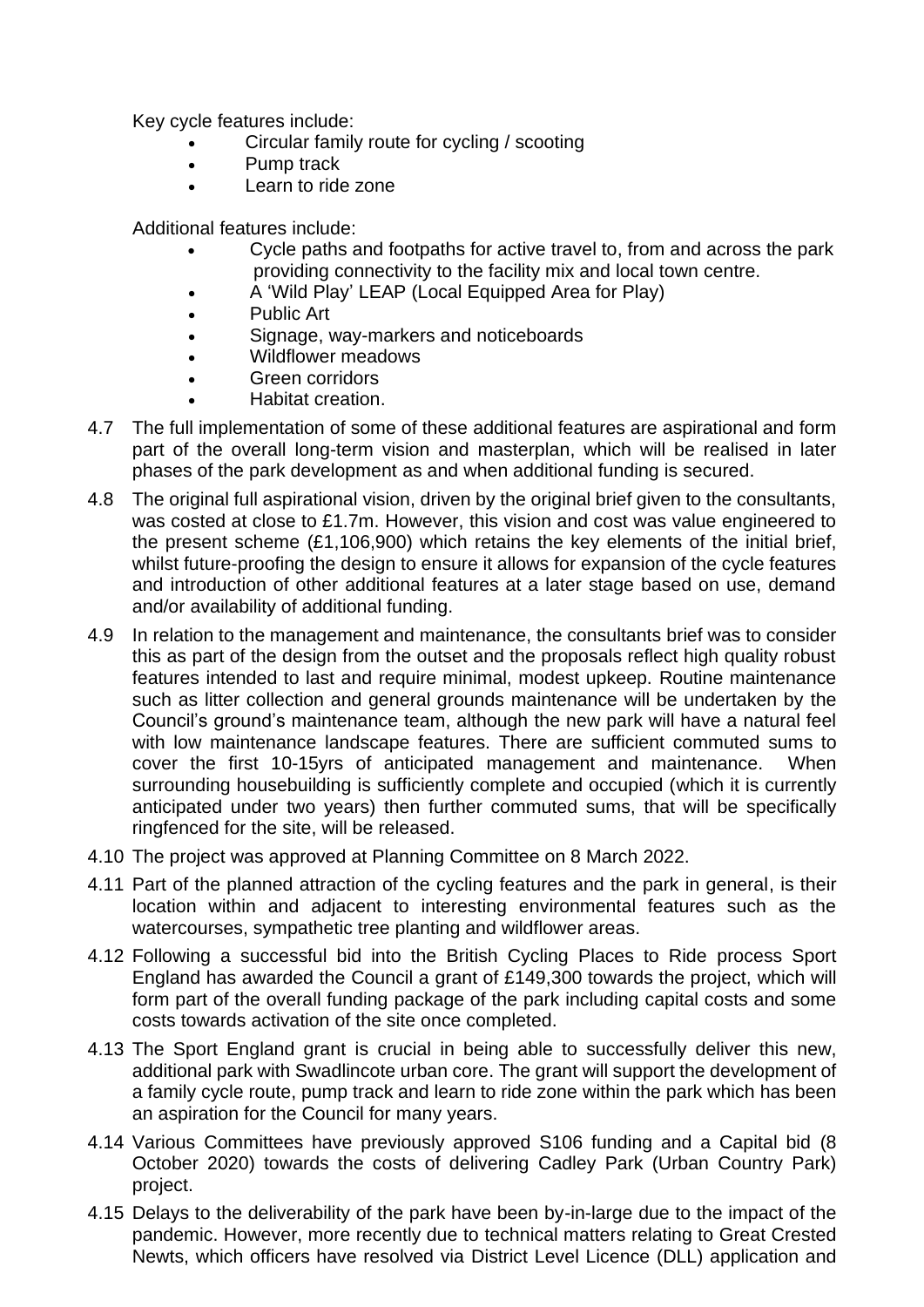Key cycle features include:

- Circular family route for cycling / scooting
- Pump track
- Learn to ride zone

Additional features include:

- Cycle paths and footpaths for active travel to, from and across the park providing connectivity to the facility mix and local town centre.
- A 'Wild Play' LEAP (Local Equipped Area for Play)
- Public Art
- Signage, way-markers and noticeboards
- Wildflower meadows
- Green corridors
- Habitat creation.

4.7 The full implementation of some of these additional features are aspirational and form part of the overall long-term vision and masterplan, which will be realised in later phases of the park development as and when additional funding is secured.

4.8 The original full aspirational vision, driven by the original brief given to the consultants, was costed at close to £1.7m. However, this vision and cost was value engineered to the present scheme (£1,106,900) which retains the key elements of the initial brief, whilst future-proofing the design to ensure it allows for expansion of the cycle features and introduction of other additional features at a later stage based on use, demand and/or availability of additional funding.

4.9 In relation to the management and maintenance, the consultants brief was to consider this as part of the design from the outset and the proposals reflect high quality robust features intended to last and require minimal, modest upkeep. Routine maintenance such as litter collection and general grounds maintenance will be undertaken by the Council's ground's maintenance team, although the new park will have a natural feel with low maintenance landscape features. There are sufficient commuted sums to cover the first 10-15yrs of anticipated management and maintenance. When surrounding housebuilding is sufficiently complete and occupied (which it is currently anticipated under two years) then further commuted sums, that will be specifically ringfenced for the site, will be released.

4.10 The project was approved at Planning Committee on 8 March 2022.

4.11 Part of the planned attraction of the cycling features and the park in general, is their location within and adjacent to interesting environmental features such as the watercourses, sympathetic tree planting and wildflower areas.

4.12 Following a successful bid into the British Cycling Places to Ride process Sport England has awarded the Council a grant of £149,300 towards the project, which will form part of the overall funding package of the park including capital costs and some costs towards activation of the site once completed.

4.13 The Sport England grant is crucial in being able to successfully deliver this new, additional park with Swadlincote urban core. The grant will support the development of a family cycle route, pump track and learn to ride zone within the park which has been an aspiration for the Council for many years.

4.14 Various Committees have previously approved S106 funding and a Capital bid (8 October 2020) towards the costs of delivering Cadley Park (Urban Country Park) project.

4.15 Delays to the deliverability of the park have been by-in-large due to the impact of the pandemic. However, more recently due to technical matters relating to Great Crested Newts, which officers have resolved via District Level Licence (DLL) application and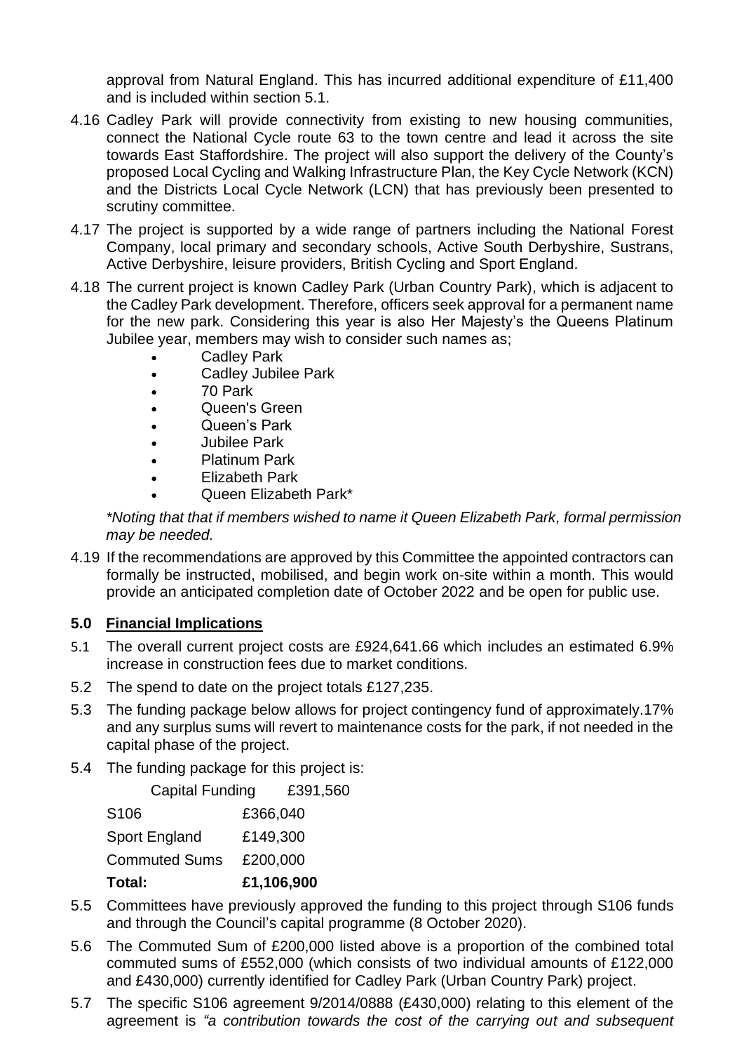approval from Natural England. This has incurred additional expenditure of £11,400 and is included within section 5.1.

4.16 Cadley Park will provide connectivity from existing to new housing communities, connect the National Cycle route 63 to the town centre and lead it across the site towards East Staffordshire. The project will also support the delivery of the County's proposed Local Cycling and Walking Infrastructure Plan, the Key Cycle Network (KCN) and the Districts Local Cycle Network (LCN) that has previously been presented to scrutiny committee.

4.17 The project is supported by a wide range of partners including the National Forest Company, local primary and secondary schools, Active South Derbyshire, Sustrans, Active Derbyshire, leisure providers, British Cycling and Sport England.

4.18 The current project is known Cadley Park (Urban Country Park), which is adjacent to the Cadley Park development. Therefore, officers seek approval for a permanent name for the new park. Considering this year is also Her Majesty's the Queens Platinum Jubilee year, members may wish to consider such names as;

- Cadley Park
- Cadley Jubilee Park
- 70 Park
- Queen's Green
- Queen's Park
- Jubilee Park
- Platinum Park
- Elizabeth Park
- Queen Elizabeth Park*

*\*Noting that that if members wished to name it Queen Elizabeth Park, formal permission may be needed.*

4.19 If the recommendations are approved by this Committee the appointed contractors can formally be instructed, mobilised, and begin work on-site within a month. This would provide an anticipated completion date of October 2022 and be open for public use.

## 5.0 Financial Implications

5.1 The overall current project costs are £924,641.66 which includes an estimated 6.9% increase in construction fees due to market conditions.

5.2 The spend to date on the project totals £127,235.

5.3 The funding package below allows for project contingency fund of approximately.17% and any surplus sums will revert to maintenance costs for the park, if not needed in the capital phase of the project.

5.4 The funding package for this project is:

| | |
|---|---|
| Capital Funding | £391,560 |
| S106 | £366,040 |
| Sport England | £149,300 |
| Commuted Sums | £200,000 |
| **Total:** | **£1,106,900** |

5.5 Committees have previously approved the funding to this project through S106 funds and through the Council's capital programme (8 October 2020).

5.6 The Commuted Sum of £200,000 listed above is a proportion of the combined total commuted sums of £552,000 (which consists of two individual amounts of £122,000 and £430,000) currently identified for Cadley Park (Urban Country Park) project.

5.7 The specific S106 agreement 9/2014/0888 (£430,000) relating to this element of the agreement is *"a contribution towards the cost of the carrying out and subsequent*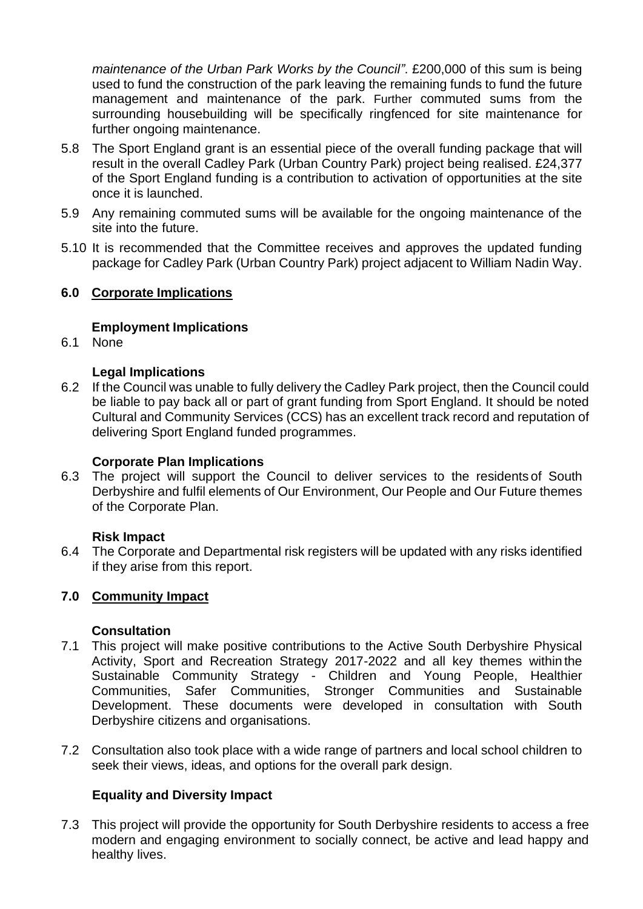*maintenance of the Urban Park Works by the Council"*. £200,000 of this sum is being used to fund the construction of the park leaving the remaining funds to fund the future management and maintenance of the park. Further commuted sums from the surrounding housebuilding will be specifically ringfenced for site maintenance for further ongoing maintenance.

5.8 The Sport England grant is an essential piece of the overall funding package that will result in the overall Cadley Park (Urban Country Park) project being realised. £24,377 of the Sport England funding is a contribution to activation of opportunities at the site once it is launched.

5.9 Any remaining commuted sums will be available for the ongoing maintenance of the site into the future.

5.10 It is recommended that the Committee receives and approves the updated funding package for Cadley Park (Urban Country Park) project adjacent to William Nadin Way.

## 6.0 Corporate Implications

### Employment Implications

6.1 None

### Legal Implications

6.2 If the Council was unable to fully delivery the Cadley Park project, then the Council could be liable to pay back all or part of grant funding from Sport England. It should be noted Cultural and Community Services (CCS) has an excellent track record and reputation of delivering Sport England funded programmes.

### Corporate Plan Implications

6.3 The project will support the Council to deliver services to the residents of South Derbyshire and fulfil elements of Our Environment, Our People and Our Future themes of the Corporate Plan.

### Risk Impact

6.4 The Corporate and Departmental risk registers will be updated with any risks identified if they arise from this report.

## 7.0 Community Impact

### Consultation

7.1 This project will make positive contributions to the Active South Derbyshire Physical Activity, Sport and Recreation Strategy 2017-2022 and all key themes within the Sustainable Community Strategy - Children and Young People, Healthier Communities, Safer Communities, Stronger Communities and Sustainable Development. These documents were developed in consultation with South Derbyshire citizens and organisations.

7.2 Consultation also took place with a wide range of partners and local school children to seek their views, ideas, and options for the overall park design.

### Equality and Diversity Impact

7.3 This project will provide the opportunity for South Derbyshire residents to access a free modern and engaging environment to socially connect, be active and lead happy and healthy lives.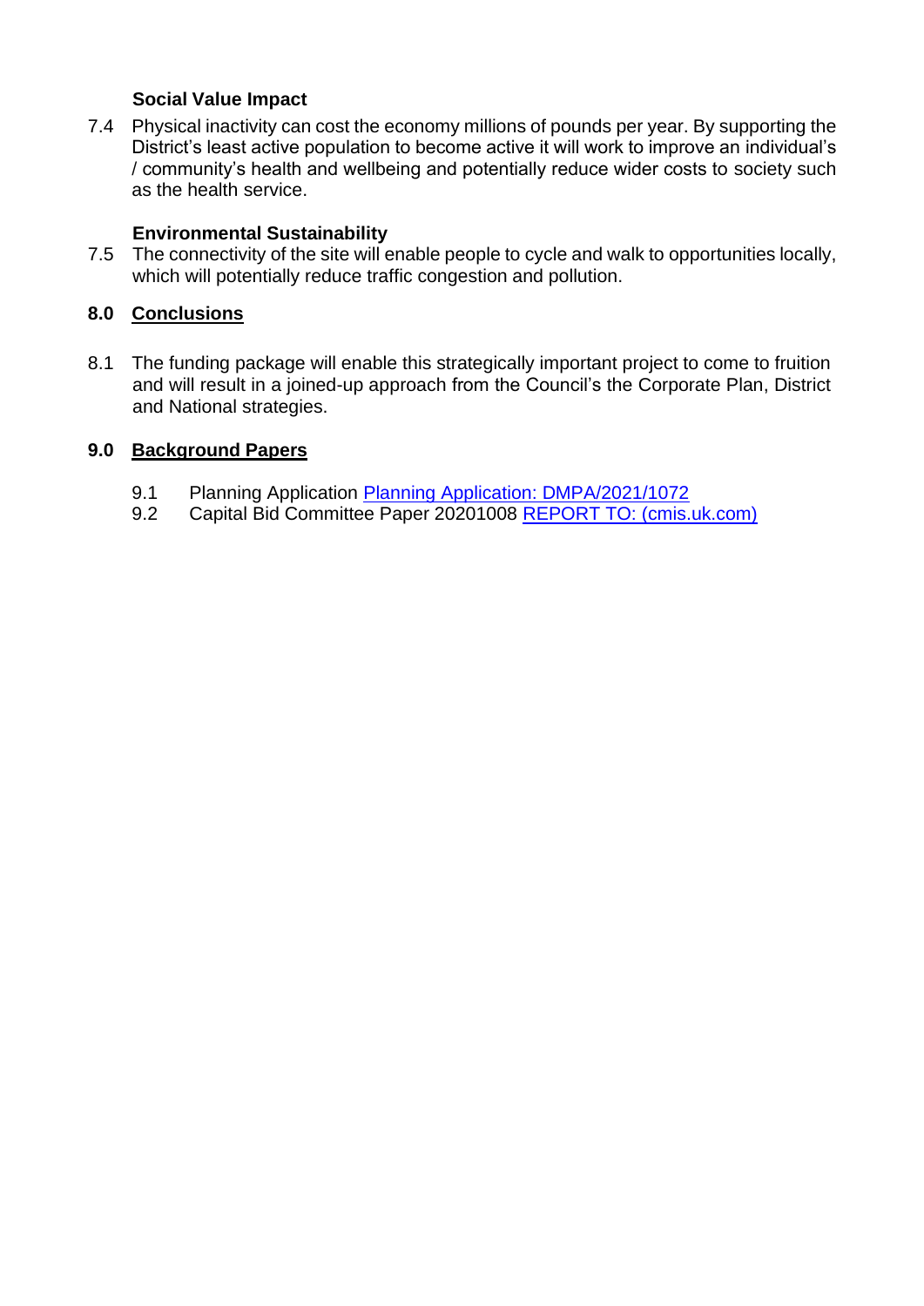**Social Value Impact**

7.4 Physical inactivity can cost the economy millions of pounds per year. By supporting the District's least active population to become active it will work to improve an individual's / community's health and wellbeing and potentially reduce wider costs to society such as the health service.

**Environmental Sustainability**

7.5 The connectivity of the site will enable people to cycle and walk to opportunities locally, which will potentially reduce traffic congestion and pollution.

## 8.0 Conclusions

8.1 The funding package will enable this strategically important project to come to fruition and will result in a joined-up approach from the Council's the Corporate Plan, District and National strategies.

## 9.0 Background Papers

9.1 Planning Application Planning Application: DMPA/2021/1072

9.2 Capital Bid Committee Paper 20201008 REPORT TO: (cmis.uk.com)